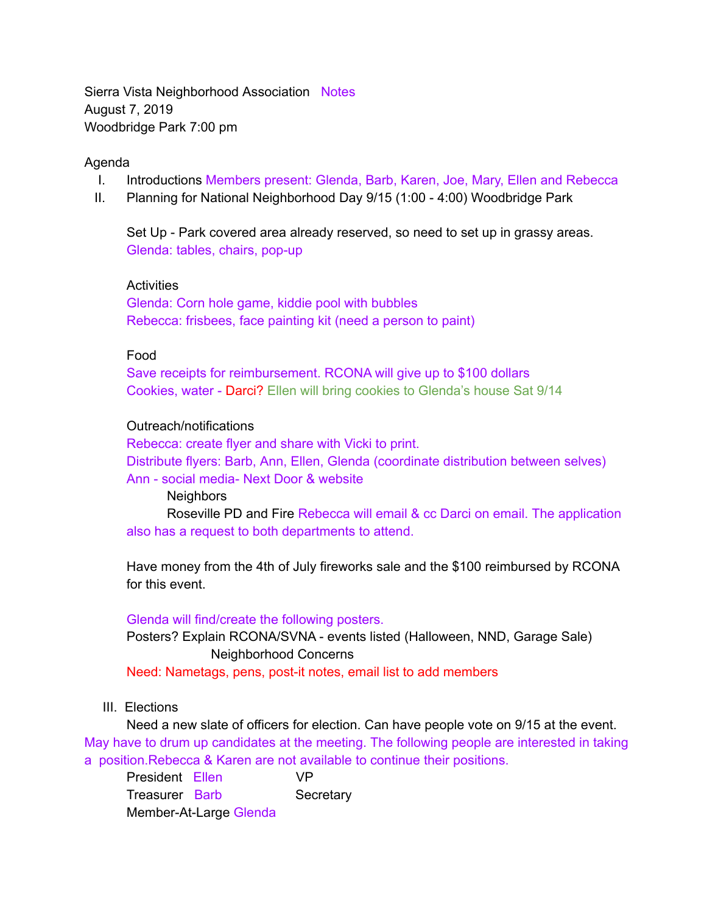Sierra Vista Neighborhood Association Notes
August 7, 2019
Woodbridge Park 7:00 pm

Agenda

I. Introductions Members present: Glenda, Barb, Karen, Joe, Mary, Ellen and Rebecca
II. Planning for National Neighborhood Day 9/15 (1:00 - 4:00) Woodbridge Park

Set Up - Park covered area already reserved, so need to set up in grassy areas.
Glenda: tables, chairs, pop-up

Activities
Glenda: Corn hole game, kiddie pool with bubbles
Rebecca: frisbees, face painting kit (need a person to paint)

Food
Save receipts for reimbursement. RCONA will give up to $100 dollars
Cookies, water - Darci? Ellen will bring cookies to Glenda's house Sat 9/14

Outreach/notifications
Rebecca: create flyer and share with Vicki to print.
Distribute flyers: Barb, Ann, Ellen, Glenda (coordinate distribution between selves)
Ann - social media- Next Door & website
 Neighbors
 Roseville PD and Fire Rebecca will email & cc Darci on email. The application also has a request to both departments to attend.

Have money from the 4th of July fireworks sale and the $100 reimbursed by RCONA for this event.

Glenda will find/create the following posters.
Posters? Explain RCONA/SVNA - events listed (Halloween, NND, Garage Sale)
 Neighborhood Concerns
Need: Nametags, pens, post-it notes, email list to add members

III. Elections
Need a new slate of officers for election. Can have people vote on 9/15 at the event. May have to drum up candidates at the meeting. The following people are interested in taking a position.Rebecca & Karen are not available to continue their positions.

President Ellen VP
Treasurer Barb Secretary
Member-At-Large Glenda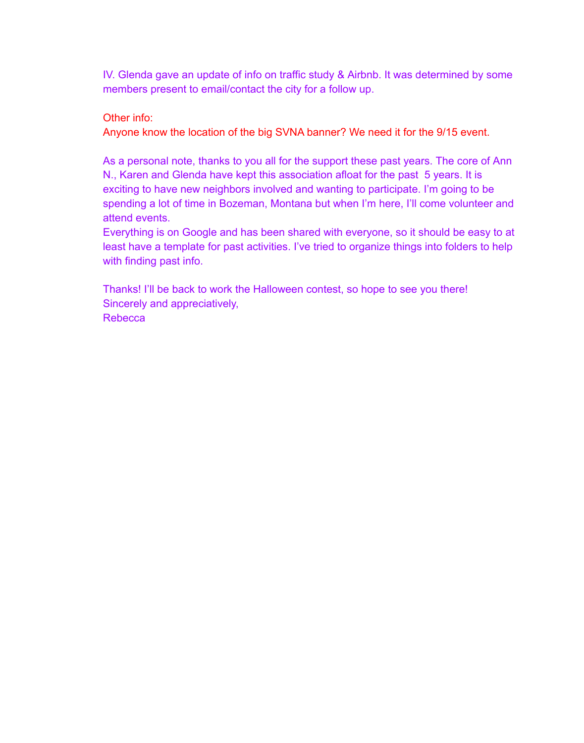IV. Glenda gave an update of info on traffic study & Airbnb. It was determined by some members present to email/contact the city for a follow up.

Other info:
Anyone know the location of the big SVNA banner? We need it for the 9/15 event.

As a personal note, thanks to you all for the support these past years. The core of Ann N., Karen and Glenda have kept this association afloat for the past 5 years. It is exciting to have new neighbors involved and wanting to participate. I'm going to be spending a lot of time in Bozeman, Montana but when I'm here, I'll come volunteer and attend events.
Everything is on Google and has been shared with everyone, so it should be easy to at least have a template for past activities. I've tried to organize things into folders to help with finding past info.

Thanks! I'll be back to work the Halloween contest, so hope to see you there!
Sincerely and appreciatively,
Rebecca